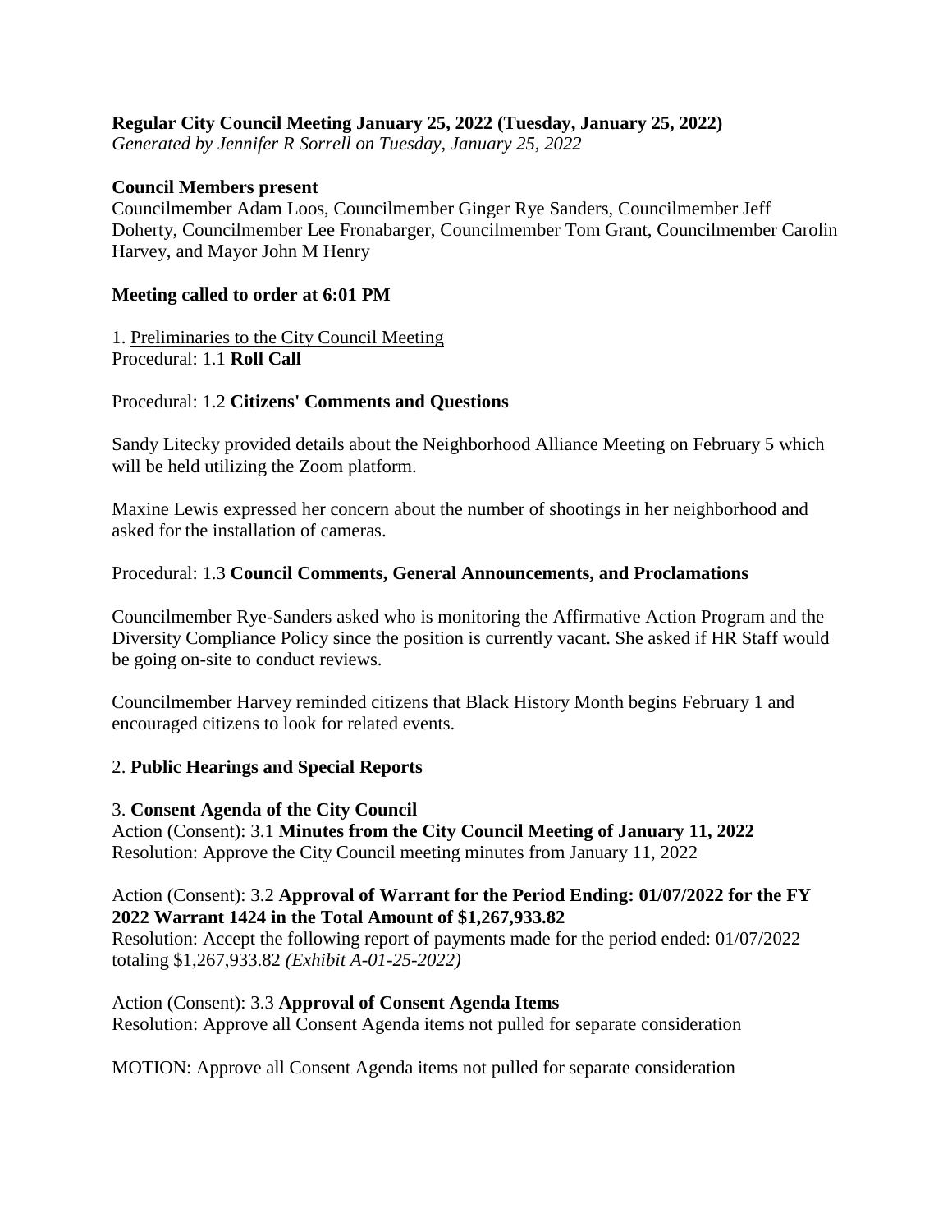**Regular City Council Meeting January 25, 2022 (Tuesday, January 25, 2022)**
*Generated by Jennifer R Sorrell on Tuesday, January 25, 2022*

**Council Members present**
Councilmember Adam Loos, Councilmember Ginger Rye Sanders, Councilmember Jeff Doherty, Councilmember Lee Fronabarger, Councilmember Tom Grant, Councilmember Carolin Harvey, and Mayor John M Henry

**Meeting called to order at 6:01 PM**

1. Preliminaries to the City Council Meeting
Procedural: 1.1 **Roll Call**

Procedural: 1.2 **Citizens' Comments and Questions**

Sandy Litecky provided details about the Neighborhood Alliance Meeting on February 5 which will be held utilizing the Zoom platform.

Maxine Lewis expressed her concern about the number of shootings in her neighborhood and asked for the installation of cameras.

Procedural: 1.3 **Council Comments, General Announcements, and Proclamations**

Councilmember Rye-Sanders asked who is monitoring the Affirmative Action Program and the Diversity Compliance Policy since the position is currently vacant. She asked if HR Staff would be going on-site to conduct reviews.

Councilmember Harvey reminded citizens that Black History Month begins February 1 and encouraged citizens to look for related events.

2. **Public Hearings and Special Reports**

3. **Consent Agenda of the City Council**
Action (Consent): 3.1 **Minutes from the City Council Meeting of January 11, 2022**
Resolution: Approve the City Council meeting minutes from January 11, 2022

Action (Consent): 3.2 **Approval of Warrant for the Period Ending: 01/07/2022 for the FY 2022 Warrant 1424 in the Total Amount of $1,267,933.82**
Resolution: Accept the following report of payments made for the period ended: 01/07/2022 totaling $1,267,933.82 *(Exhibit A-01-25-2022)*

Action (Consent): 3.3 **Approval of Consent Agenda Items**
Resolution: Approve all Consent Agenda items not pulled for separate consideration

MOTION: Approve all Consent Agenda items not pulled for separate consideration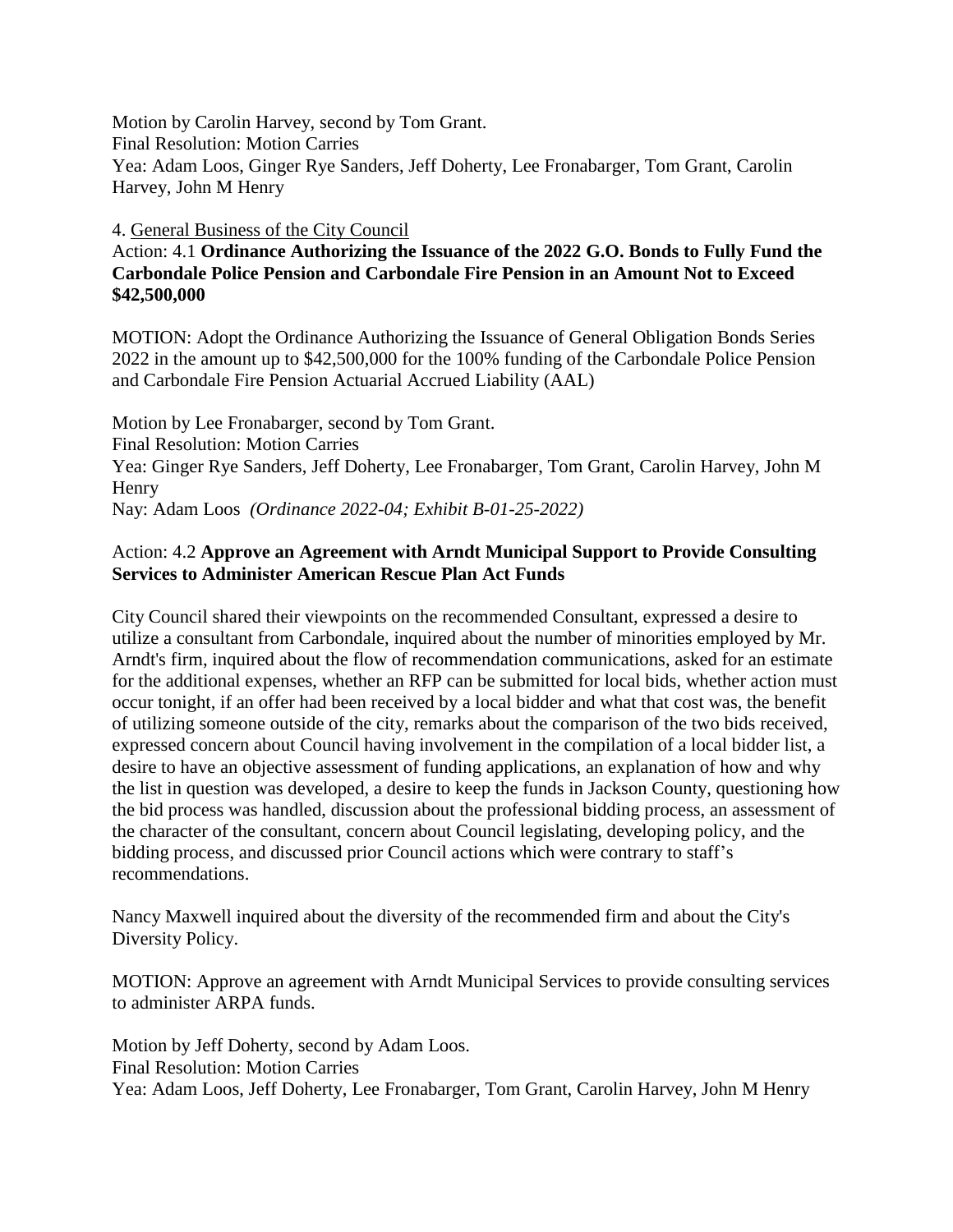Motion by Carolin Harvey, second by Tom Grant.
Final Resolution: Motion Carries
Yea: Adam Loos, Ginger Rye Sanders, Jeff Doherty, Lee Fronabarger, Tom Grant, Carolin Harvey, John M Henry

4. <u>General Business of the City Council</u>

Action: 4.1 **Ordinance Authorizing the Issuance of the 2022 G.O. Bonds to Fully Fund the Carbondale Police Pension and Carbondale Fire Pension in an Amount Not to Exceed $42,500,000**

MOTION: Adopt the Ordinance Authorizing the Issuance of General Obligation Bonds Series 2022 in the amount up to $42,500,000 for the 100% funding of the Carbondale Police Pension and Carbondale Fire Pension Actuarial Accrued Liability (AAL)

Motion by Lee Fronabarger, second by Tom Grant.
Final Resolution: Motion Carries
Yea: Ginger Rye Sanders, Jeff Doherty, Lee Fronabarger, Tom Grant, Carolin Harvey, John M Henry
Nay: Adam Loos *(Ordinance 2022-04; Exhibit B-01-25-2022)*

Action: 4.2 **Approve an Agreement with Arndt Municipal Support to Provide Consulting Services to Administer American Rescue Plan Act Funds**

City Council shared their viewpoints on the recommended Consultant, expressed a desire to utilize a consultant from Carbondale, inquired about the number of minorities employed by Mr. Arndt's firm, inquired about the flow of recommendation communications, asked for an estimate for the additional expenses, whether an RFP can be submitted for local bids, whether action must occur tonight, if an offer had been received by a local bidder and what that cost was, the benefit of utilizing someone outside of the city, remarks about the comparison of the two bids received, expressed concern about Council having involvement in the compilation of a local bidder list, a desire to have an objective assessment of funding applications, an explanation of how and why the list in question was developed, a desire to keep the funds in Jackson County, questioning how the bid process was handled, discussion about the professional bidding process, an assessment of the character of the consultant, concern about Council legislating, developing policy, and the bidding process, and discussed prior Council actions which were contrary to staff's recommendations.

Nancy Maxwell inquired about the diversity of the recommended firm and about the City's Diversity Policy.

MOTION: Approve an agreement with Arndt Municipal Services to provide consulting services to administer ARPA funds.

Motion by Jeff Doherty, second by Adam Loos.
Final Resolution: Motion Carries
Yea: Adam Loos, Jeff Doherty, Lee Fronabarger, Tom Grant, Carolin Harvey, John M Henry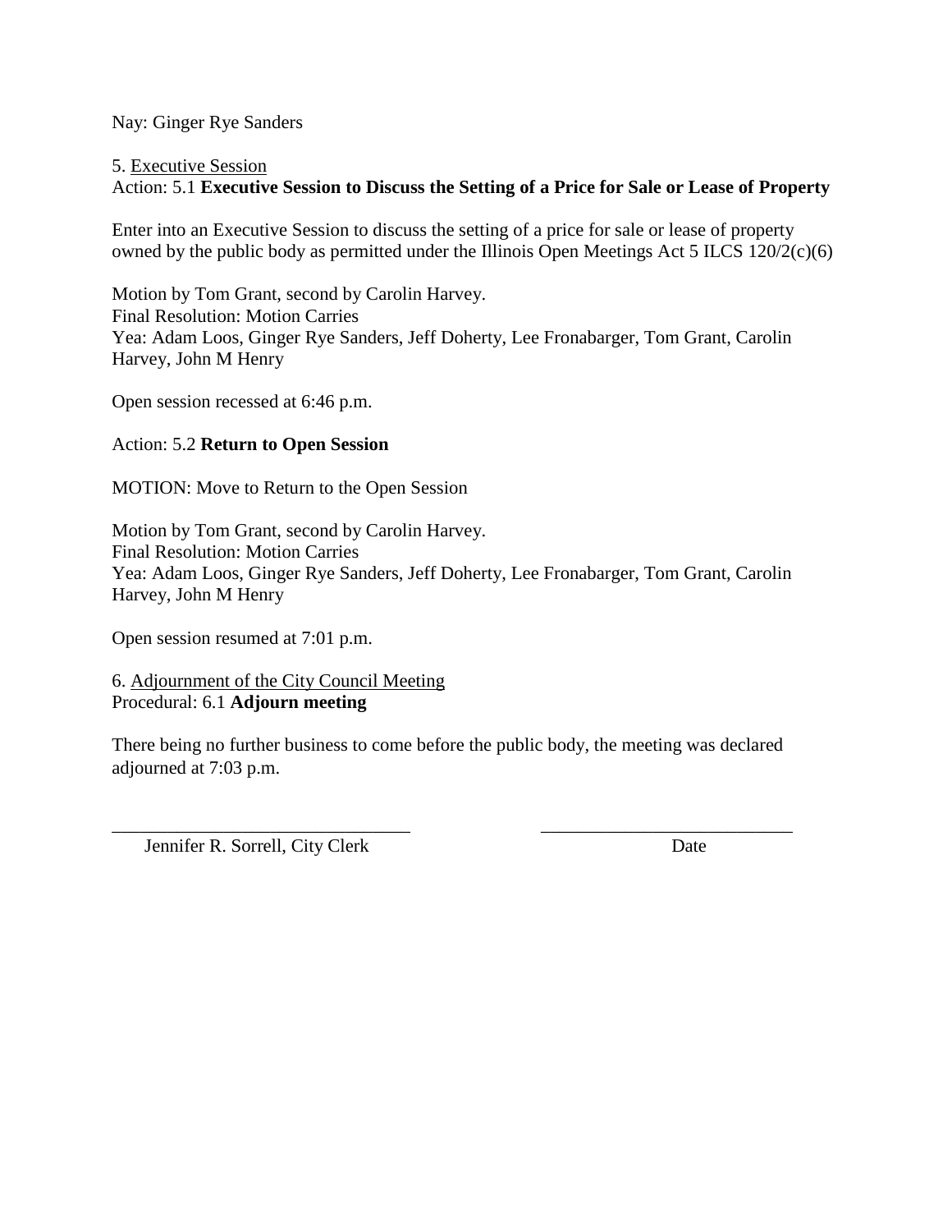Nay: Ginger Rye Sanders

5. Executive Session

Action: 5.1 **Executive Session to Discuss the Setting of a Price for Sale or Lease of Property**

Enter into an Executive Session to discuss the setting of a price for sale or lease of property owned by the public body as permitted under the Illinois Open Meetings Act 5 ILCS 120/2(c)(6)

Motion by Tom Grant, second by Carolin Harvey.
Final Resolution: Motion Carries
Yea: Adam Loos, Ginger Rye Sanders, Jeff Doherty, Lee Fronabarger, Tom Grant, Carolin Harvey, John M Henry

Open session recessed at 6:46 p.m.

Action: 5.2 **Return to Open Session**

MOTION: Move to Return to the Open Session

Motion by Tom Grant, second by Carolin Harvey.
Final Resolution: Motion Carries
Yea: Adam Loos, Ginger Rye Sanders, Jeff Doherty, Lee Fronabarger, Tom Grant, Carolin Harvey, John M Henry

Open session resumed at 7:01 p.m.

6. Adjournment of the City Council Meeting

Procedural: 6.1 **Adjourn meeting**

There being no further business to come before the public body, the meeting was declared adjourned at 7:03 p.m.

________________________________ ___________________________

Jennifer R. Sorrell, City Clerk Date